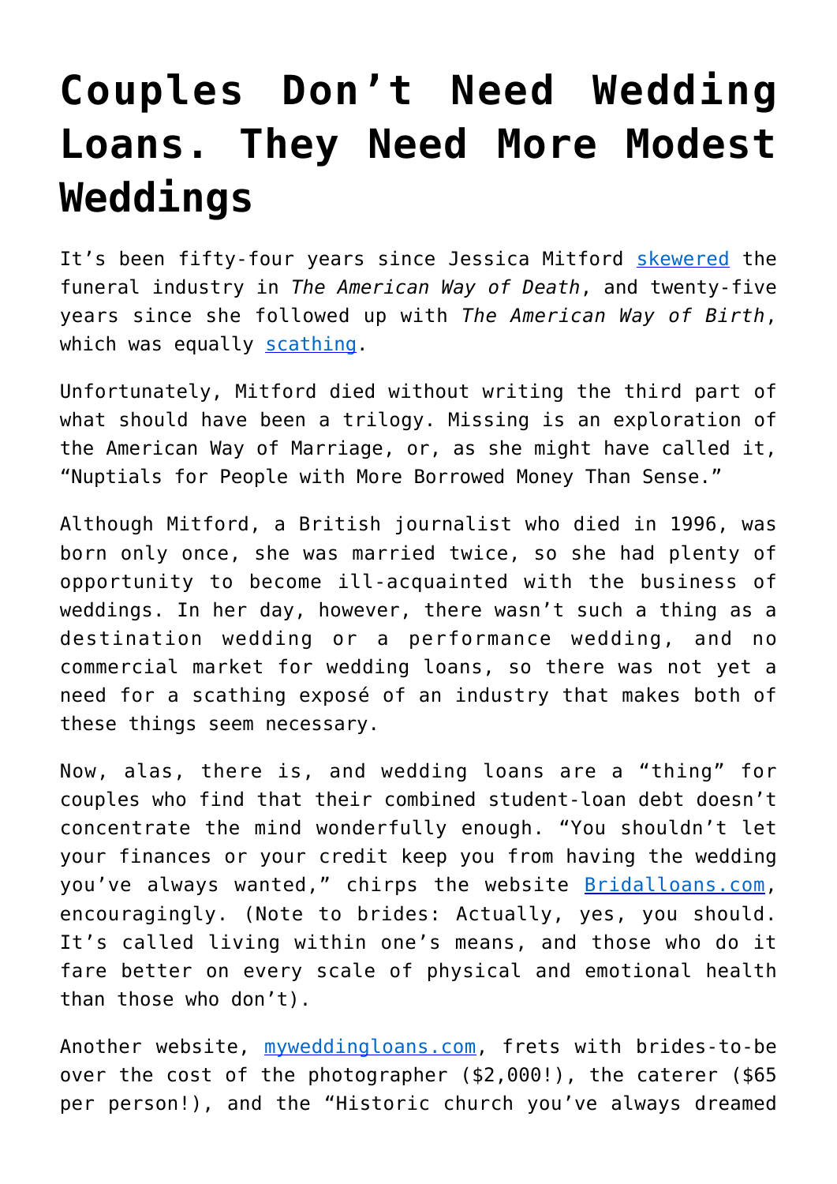# Couples Don't Need Wedding Loans. They Need More Modest Weddings

It's been fifty-four years since Jessica Mitford skewered the funeral industry in *The American Way of Death*, and twenty-five years since she followed up with *The American Way of Birth*, which was equally scathing.

Unfortunately, Mitford died without writing the third part of what should have been a trilogy. Missing is an exploration of the American Way of Marriage, or, as she might have called it, "Nuptials for People with More Borrowed Money Than Sense."

Although Mitford, a British journalist who died in 1996, was born only once, she was married twice, so she had plenty of opportunity to become ill-acquainted with the business of weddings. In her day, however, there wasn't such a thing as a destination wedding or a performance wedding, and no commercial market for wedding loans, so there was not yet a need for a scathing exposé of an industry that makes both of these things seem necessary.

Now, alas, there is, and wedding loans are a "thing" for couples who find that their combined student-loan debt doesn't concentrate the mind wonderfully enough. "You shouldn't let your finances or your credit keep you from having the wedding you've always wanted," chirps the website Bridalloans.com, encouragingly. (Note to brides: Actually, yes, you should. It's called living within one's means, and those who do it fare better on every scale of physical and emotional health than those who don't).

Another website, myweddingloans.com, frets with brides-to-be over the cost of the photographer ($2,000!), the caterer ($65 per person!), and the "Historic church you've always dreamed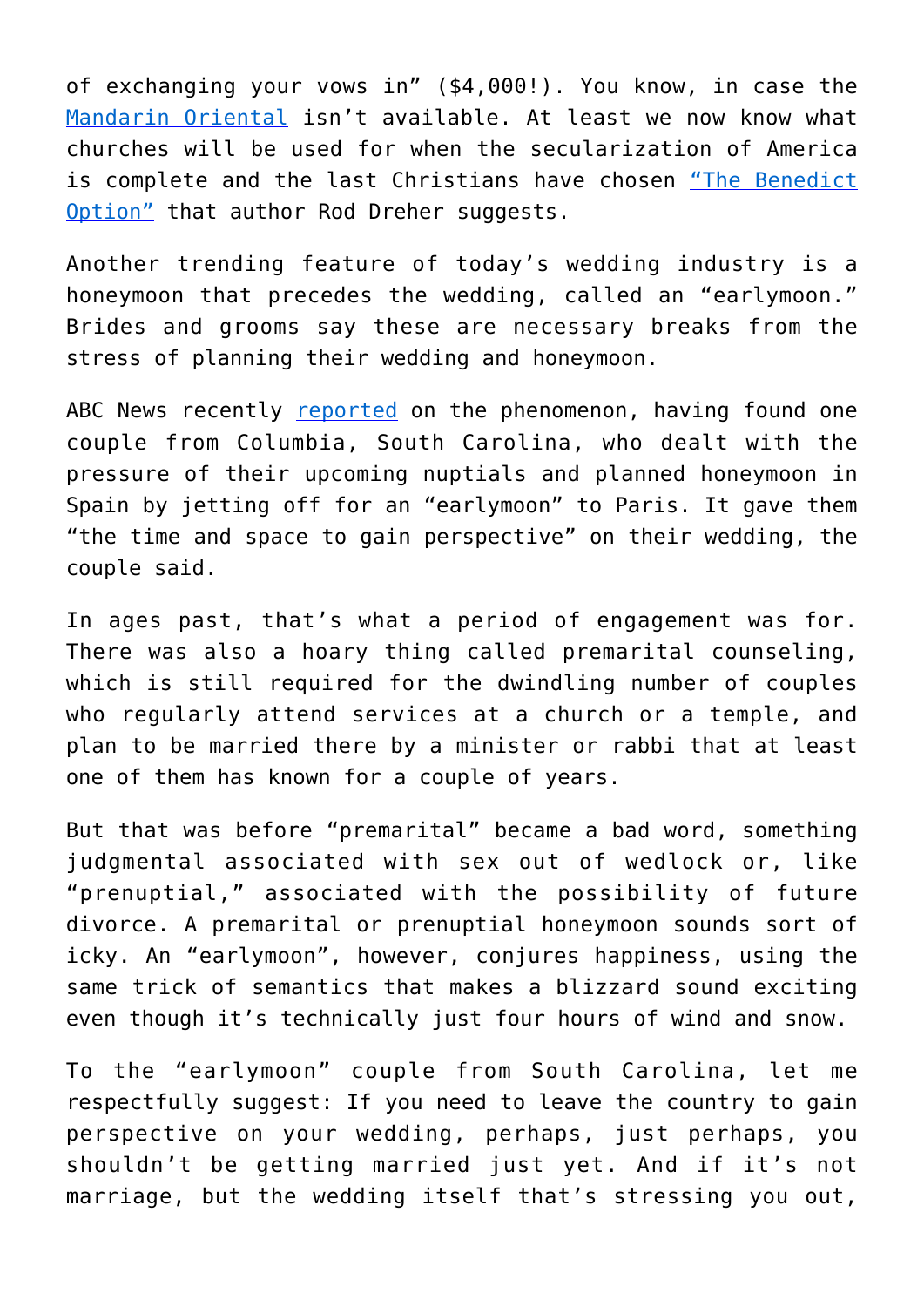of exchanging your vows in" ($4,000!). You know, in case the Mandarin Oriental isn't available. At least we now know what churches will be used for when the secularization of America is complete and the last Christians have chosen "The Benedict Option" that author Rod Dreher suggests.

Another trending feature of today's wedding industry is a honeymoon that precedes the wedding, called an "earlymoon." Brides and grooms say these are necessary breaks from the stress of planning their wedding and honeymoon.

ABC News recently reported on the phenomenon, having found one couple from Columbia, South Carolina, who dealt with the pressure of their upcoming nuptials and planned honeymoon in Spain by jetting off for an "earlymoon" to Paris. It gave them "the time and space to gain perspective" on their wedding, the couple said.

In ages past, that's what a period of engagement was for. There was also a hoary thing called premarital counseling, which is still required for the dwindling number of couples who regularly attend services at a church or a temple, and plan to be married there by a minister or rabbi that at least one of them has known for a couple of years.

But that was before "premarital" became a bad word, something judgmental associated with sex out of wedlock or, like "prenuptial," associated with the possibility of future divorce. A premarital or prenuptial honeymoon sounds sort of icky. An "earlymoon", however, conjures happiness, using the same trick of semantics that makes a blizzard sound exciting even though it's technically just four hours of wind and snow.

To the "earlymoon" couple from South Carolina, let me respectfully suggest: If you need to leave the country to gain perspective on your wedding, perhaps, just perhaps, you shouldn't be getting married just yet. And if it's not marriage, but the wedding itself that's stressing you out,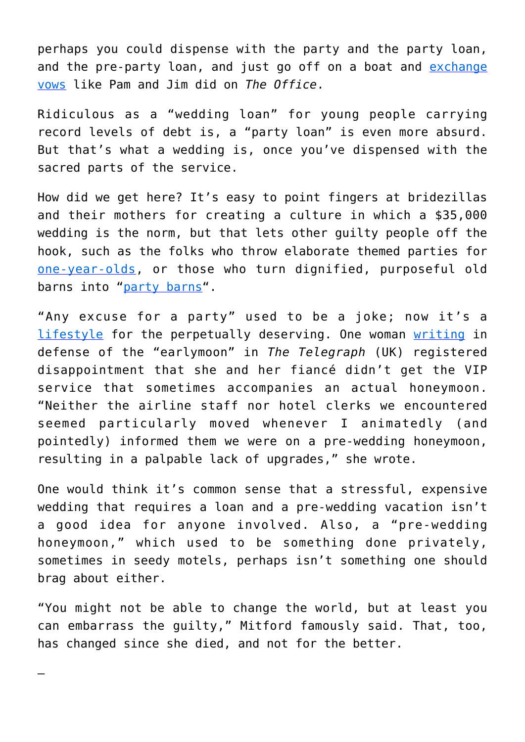perhaps you could dispense with the party and the party loan, and the pre-party loan, and just go off on a boat and [exchange vows](#) like Pam and Jim did on *The Office*.

Ridiculous as a "wedding loan" for young people carrying record levels of debt is, a "party loan" is even more absurd. But that's what a wedding is, once you've dispensed with the sacred parts of the service.

How did we get here? It's easy to point fingers at bridezillas and their mothers for creating a culture in which a $35,000 wedding is the norm, but that lets other guilty people off the hook, such as the folks who throw elaborate themed parties for [one-year-olds](#), or those who turn dignified, purposeful old barns into "[party barns](#)".

"Any excuse for a party" used to be a joke; now it's a [lifestyle](#) for the perpetually deserving. One woman [writing](#) in defense of the "earlymoon" in *The Telegraph* (UK) registered disappointment that she and her fiancé didn't get the VIP service that sometimes accompanies an actual honeymoon. "Neither the airline staff nor hotel clerks we encountered seemed particularly moved whenever I animatedly (and pointedly) informed them we were on a pre-wedding honeymoon, resulting in a palpable lack of upgrades," she wrote.

One would think it's common sense that a stressful, expensive wedding that requires a loan and a pre-wedding vacation isn't a good idea for anyone involved. Also, a "pre-wedding honeymoon," which used to be something done privately, sometimes in seedy motels, perhaps isn't something one should brag about either.

"You might not be able to change the world, but at least you can embarrass the guilty," Mitford famously said. That, too, has changed since she died, and not for the better.

—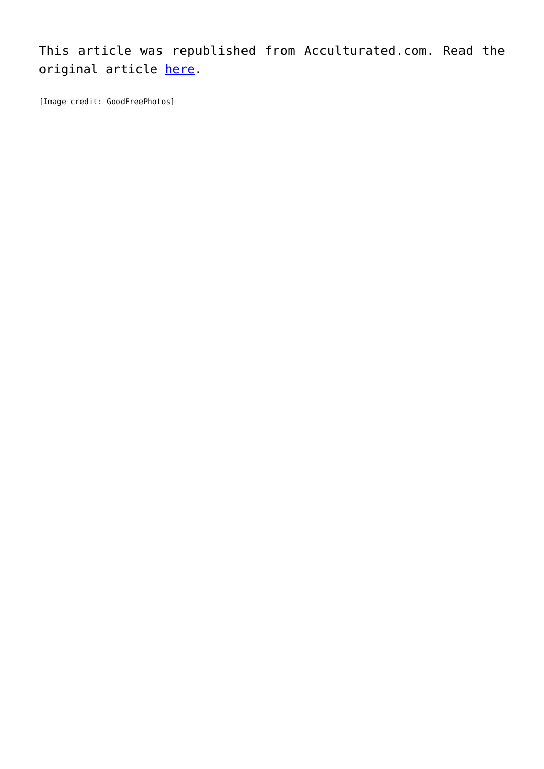This article was republished from Acculturated.com. Read the original article [here](#).

[Image credit: GoodFreePhotos]